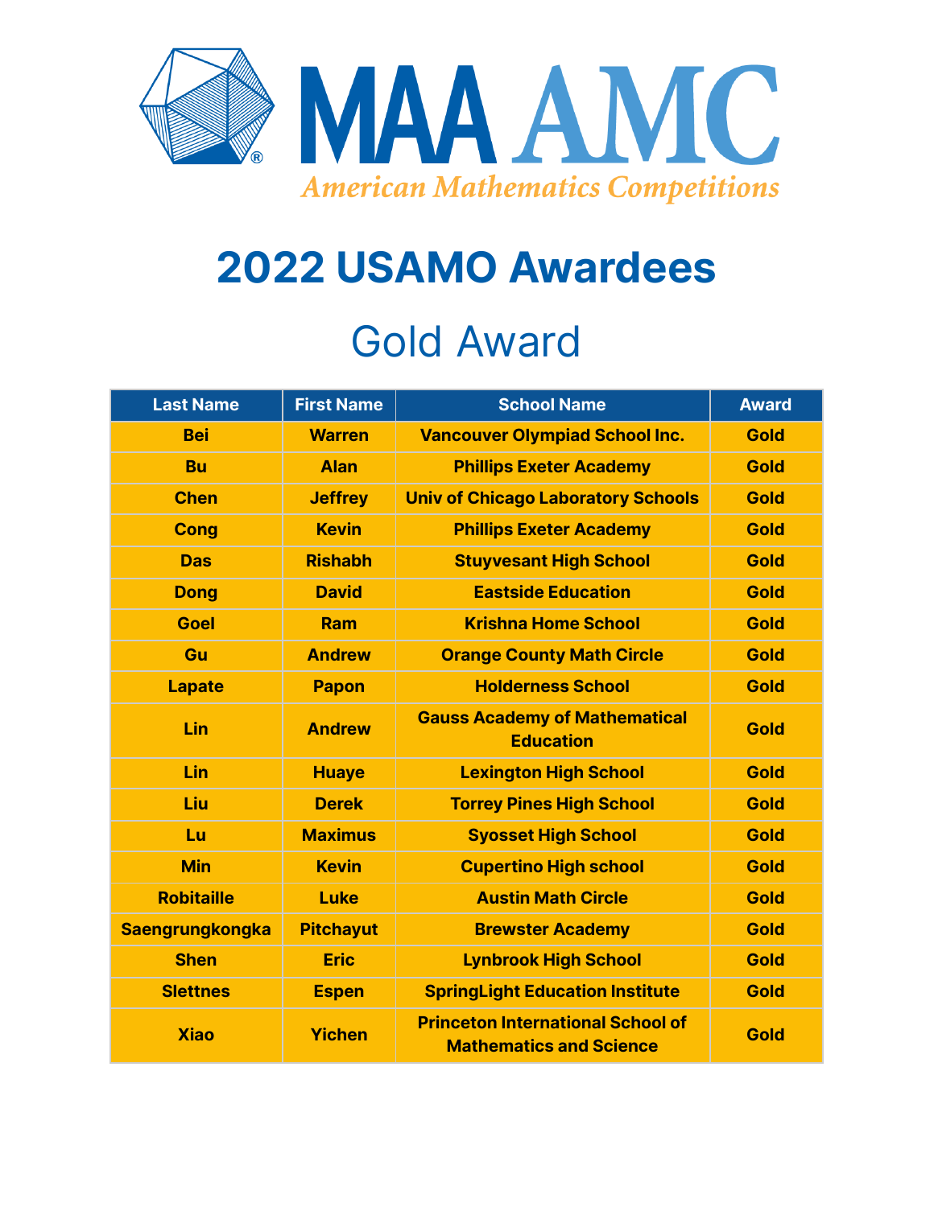MAA AMC

*American Mathematics Competitions*

# 2022 USAMO Awardees

## Gold Award

| Last Name | First Name | School Name | Award |
|---|---|---|---|
| Bei | Warren | Vancouver Olympiad School Inc. | Gold |
| Bu | Alan | Phillips Exeter Academy | Gold |
| Chen | Jeffrey | Univ of Chicago Laboratory Schools | Gold |
| Cong | Kevin | Phillips Exeter Academy | Gold |
| Das | Rishabh | Stuyvesant High School | Gold |
| Dong | David | Eastside Education | Gold |
| Goel | Ram | Krishna Home School | Gold |
| Gu | Andrew | Orange County Math Circle | Gold |
| Lapate | Papon | Holderness School | Gold |
| Lin | Andrew | Gauss Academy of Mathematical Education | Gold |
| Lin | Huaye | Lexington High School | Gold |
| Liu | Derek | Torrey Pines High School | Gold |
| Lu | Maximus | Syosset High School | Gold |
| Min | Kevin | Cupertino High school | Gold |
| Robitaille | Luke | Austin Math Circle | Gold |
| Saengrungkongka | Pitchayut | Brewster Academy | Gold |
| Shen | Eric | Lynbrook High School | Gold |
| Slettnes | Espen | SpringLight Education Institute | Gold |
| Xiao | Yichen | Princeton International School of Mathematics and Science | Gold |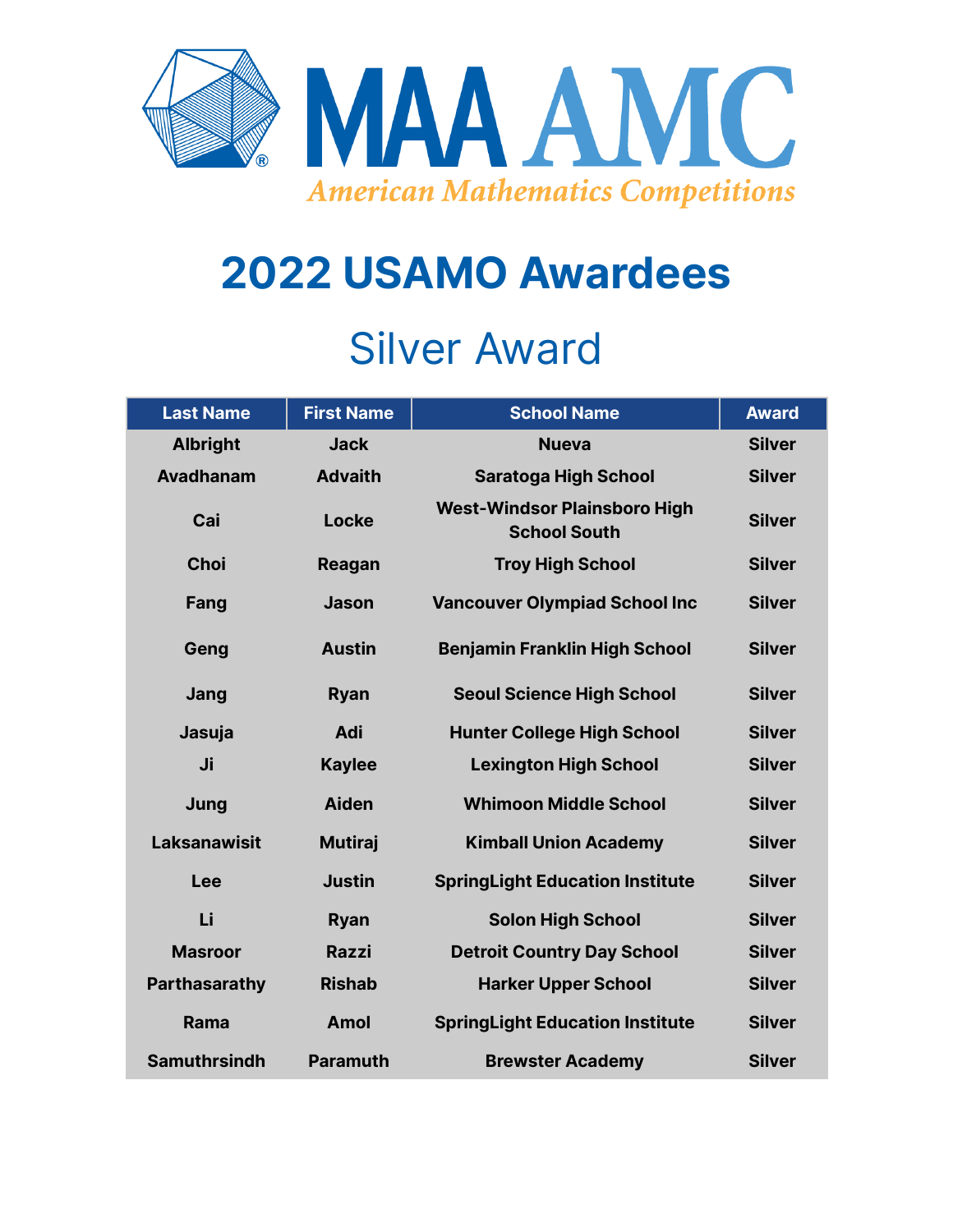MAA AMC

*American Mathematics Competitions*

# 2022 USAMO Awardees

## Silver Award

| Last Name | First Name | School Name | Award |
|---|---|---|---|
| Albright | Jack | Nueva | Silver |
| Avadhanam | Advaith | Saratoga High School | Silver |
| Cai | Locke | West-Windsor Plainsboro High School South | Silver |
| Choi | Reagan | Troy High School | Silver |
| Fang | Jason | Vancouver Olympiad School Inc | Silver |
| Geng | Austin | Benjamin Franklin High School | Silver |
| Jang | Ryan | Seoul Science High School | Silver |
| Jasuja | Adi | Hunter College High School | Silver |
| Ji | Kaylee | Lexington High School | Silver |
| Jung | Aiden | Whimoon Middle School | Silver |
| Laksanawisit | Mutiraj | Kimball Union Academy | Silver |
| Lee | Justin | SpringLight Education Institute | Silver |
| Li | Ryan | Solon High School | Silver |
| Masroor | Razzi | Detroit Country Day School | Silver |
| Parthasarathy | Rishab | Harker Upper School | Silver |
| Rama | Amol | SpringLight Education Institute | Silver |
| Samuthrsindh | Paramuth | Brewster Academy | Silver |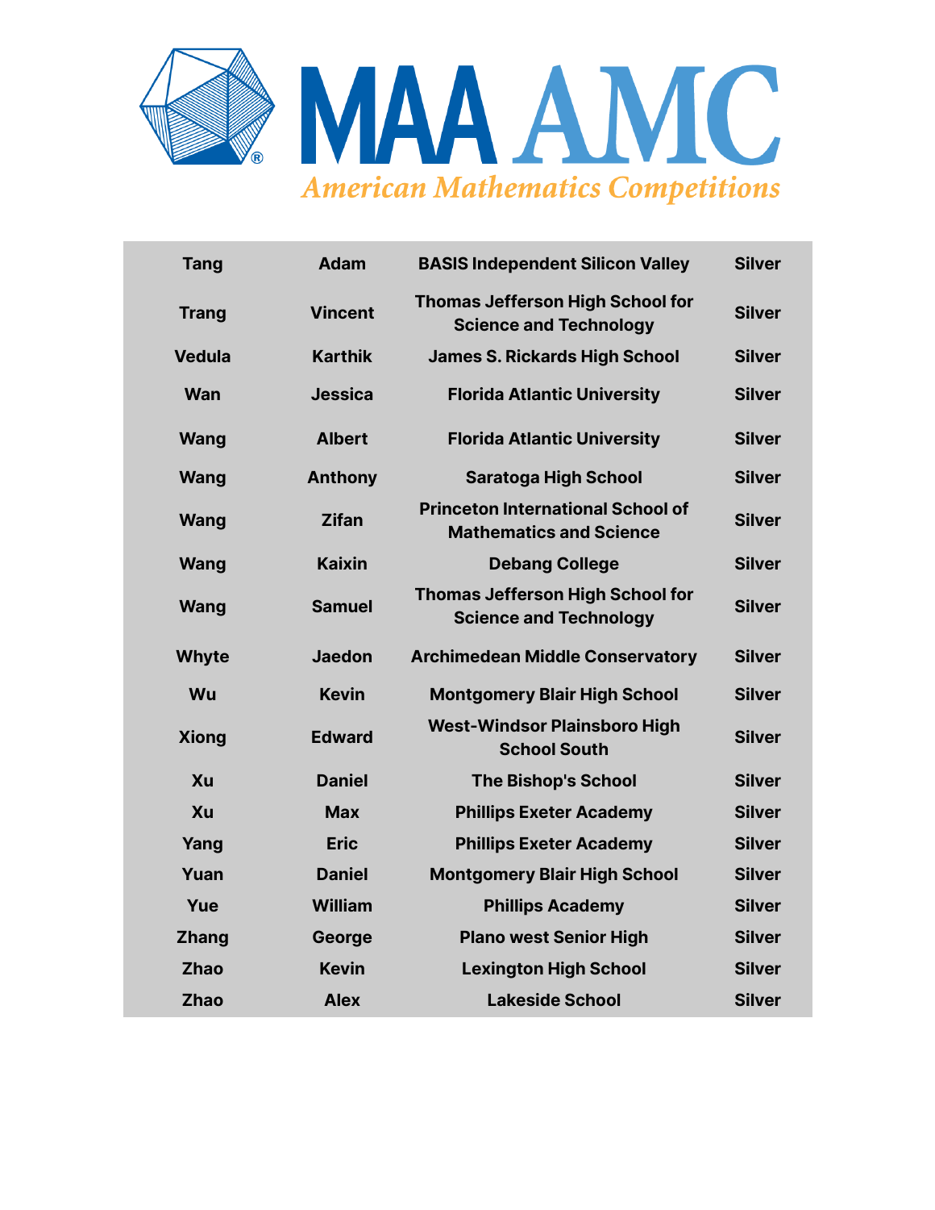MAA AMC

*American Mathematics Competitions*

| | | | |
|---|---|---|---|
| Tang | Adam | BASIS Independent Silicon Valley | Silver |
| Trang | Vincent | Thomas Jefferson High School for Science and Technology | Silver |
| Vedula | Karthik | James S. Rickards High School | Silver |
| Wan | Jessica | Florida Atlantic University | Silver |
| Wang | Albert | Florida Atlantic University | Silver |
| Wang | Anthony | Saratoga High School | Silver |
| Wang | Zifan | Princeton International School of Mathematics and Science | Silver |
| Wang | Kaixin | Debang College | Silver |
| Wang | Samuel | Thomas Jefferson High School for Science and Technology | Silver |
| Whyte | Jaedon | Archimedean Middle Conservatory | Silver |
| Wu | Kevin | Montgomery Blair High School | Silver |
| Xiong | Edward | West-Windsor Plainsboro High School South | Silver |
| Xu | Daniel | The Bishop's School | Silver |
| Xu | Max | Phillips Exeter Academy | Silver |
| Yang | Eric | Phillips Exeter Academy | Silver |
| Yuan | Daniel | Montgomery Blair High School | Silver |
| Yue | William | Phillips Academy | Silver |
| Zhang | George | Plano west Senior High | Silver |
| Zhao | Kevin | Lexington High School | Silver |
| Zhao | Alex | Lakeside School | Silver |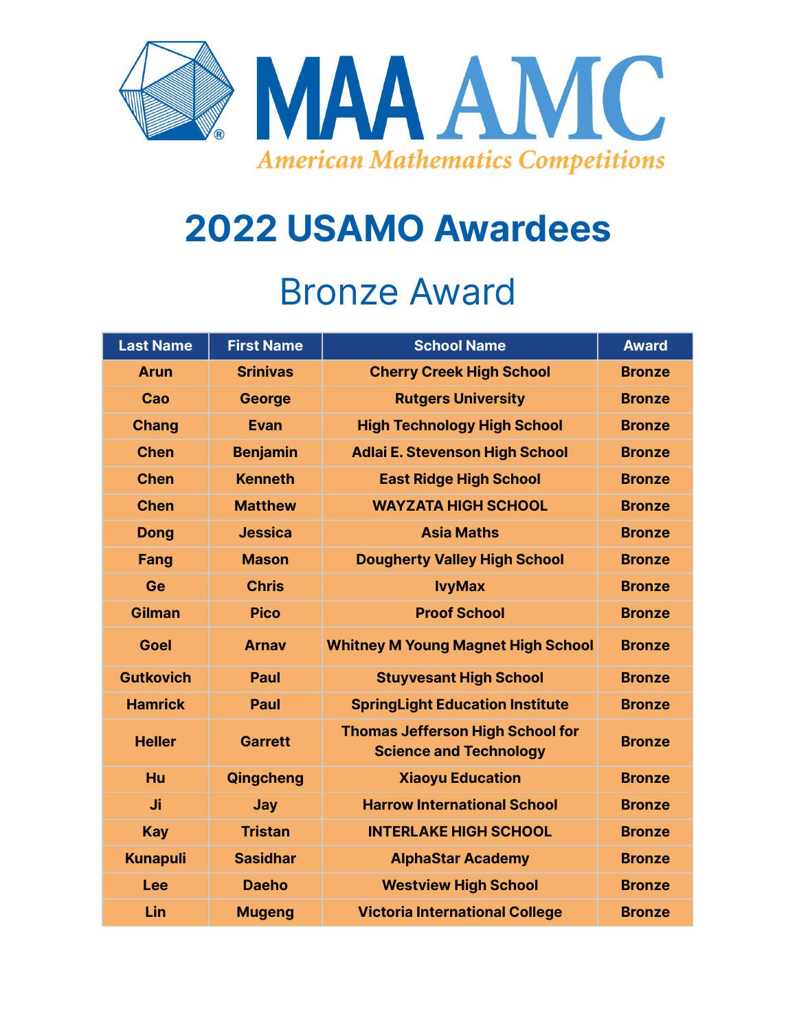MAA AMC
*American Mathematics Competitions*

# 2022 USAMO Awardees

## Bronze Award

| Last Name | First Name | School Name | Award |
| --- | --- | --- | --- |
| Arun | Srinivas | Cherry Creek High School | Bronze |
| Cao | George | Rutgers University | Bronze |
| Chang | Evan | High Technology High School | Bronze |
| Chen | Benjamin | Adlai E. Stevenson High School | Bronze |
| Chen | Kenneth | East Ridge High School | Bronze |
| Chen | Matthew | WAYZATA HIGH SCHOOL | Bronze |
| Dong | Jessica | Asia Maths | Bronze |
| Fang | Mason | Dougherty Valley High School | Bronze |
| Ge | Chris | IvyMax | Bronze |
| Gilman | Pico | Proof School | Bronze |
| Goel | Arnav | Whitney M Young Magnet High School | Bronze |
| Gutkovich | Paul | Stuyvesant High School | Bronze |
| Hamrick | Paul | SpringLight Education Institute | Bronze |
| Heller | Garrett | Thomas Jefferson High School for Science and Technology | Bronze |
| Hu | Qingcheng | Xiaoyu Education | Bronze |
| Ji | Jay | Harrow International School | Bronze |
| Kay | Tristan | INTERLAKE HIGH SCHOOL | Bronze |
| Kunapuli | Sasidhar | AlphaStar Academy | Bronze |
| Lee | Daeho | Westview High School | Bronze |
| Lin | Mugeng | Victoria International College | Bronze |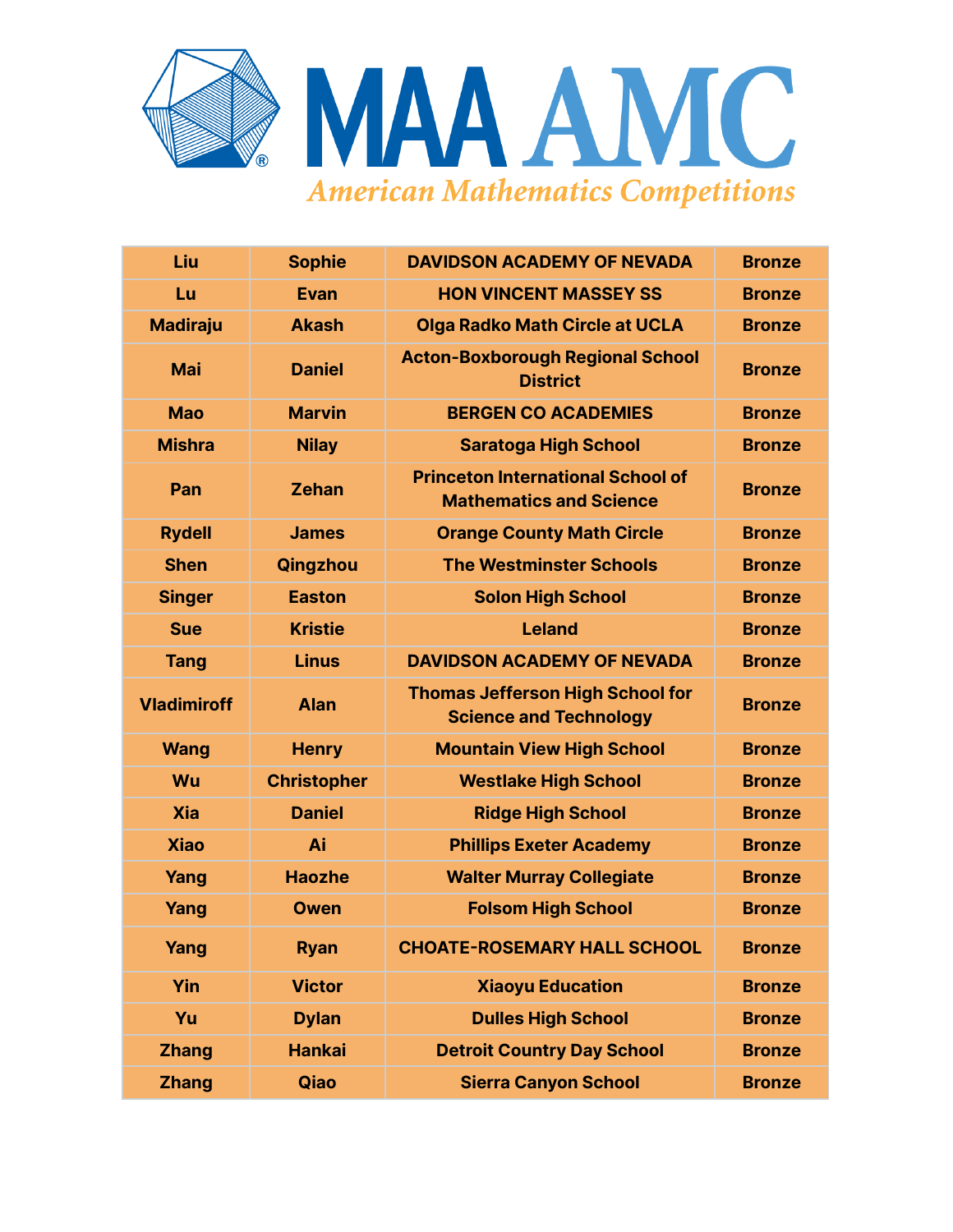MAA AMC

*American Mathematics Competitions*

| Liu | Sophie | DAVIDSON ACADEMY OF NEVADA | Bronze |
|---|---|---|---|
| Lu | Evan | HON VINCENT MASSEY SS | Bronze |
| Madiraju | Akash | Olga Radko Math Circle at UCLA | Bronze |
| Mai | Daniel | Acton-Boxborough Regional School District | Bronze |
| Mao | Marvin | BERGEN CO ACADEMIES | Bronze |
| Mishra | Nilay | Saratoga High School | Bronze |
| Pan | Zehan | Princeton International School of Mathematics and Science | Bronze |
| Rydell | James | Orange County Math Circle | Bronze |
| Shen | Qingzhou | The Westminster Schools | Bronze |
| Singer | Easton | Solon High School | Bronze |
| Sue | Kristie | Leland | Bronze |
| Tang | Linus | DAVIDSON ACADEMY OF NEVADA | Bronze |
| Vladimiroff | Alan | Thomas Jefferson High School for Science and Technology | Bronze |
| Wang | Henry | Mountain View High School | Bronze |
| Wu | Christopher | Westlake High School | Bronze |
| Xia | Daniel | Ridge High School | Bronze |
| Xiao | Ai | Phillips Exeter Academy | Bronze |
| Yang | Haozhe | Walter Murray Collegiate | Bronze |
| Yang | Owen | Folsom High School | Bronze |
| Yang | Ryan | CHOATE-ROSEMARY HALL SCHOOL | Bronze |
| Yin | Victor | Xiaoyu Education | Bronze |
| Yu | Dylan | Dulles High School | Bronze |
| Zhang | Hankai | Detroit Country Day School | Bronze |
| Zhang | Qiao | Sierra Canyon School | Bronze |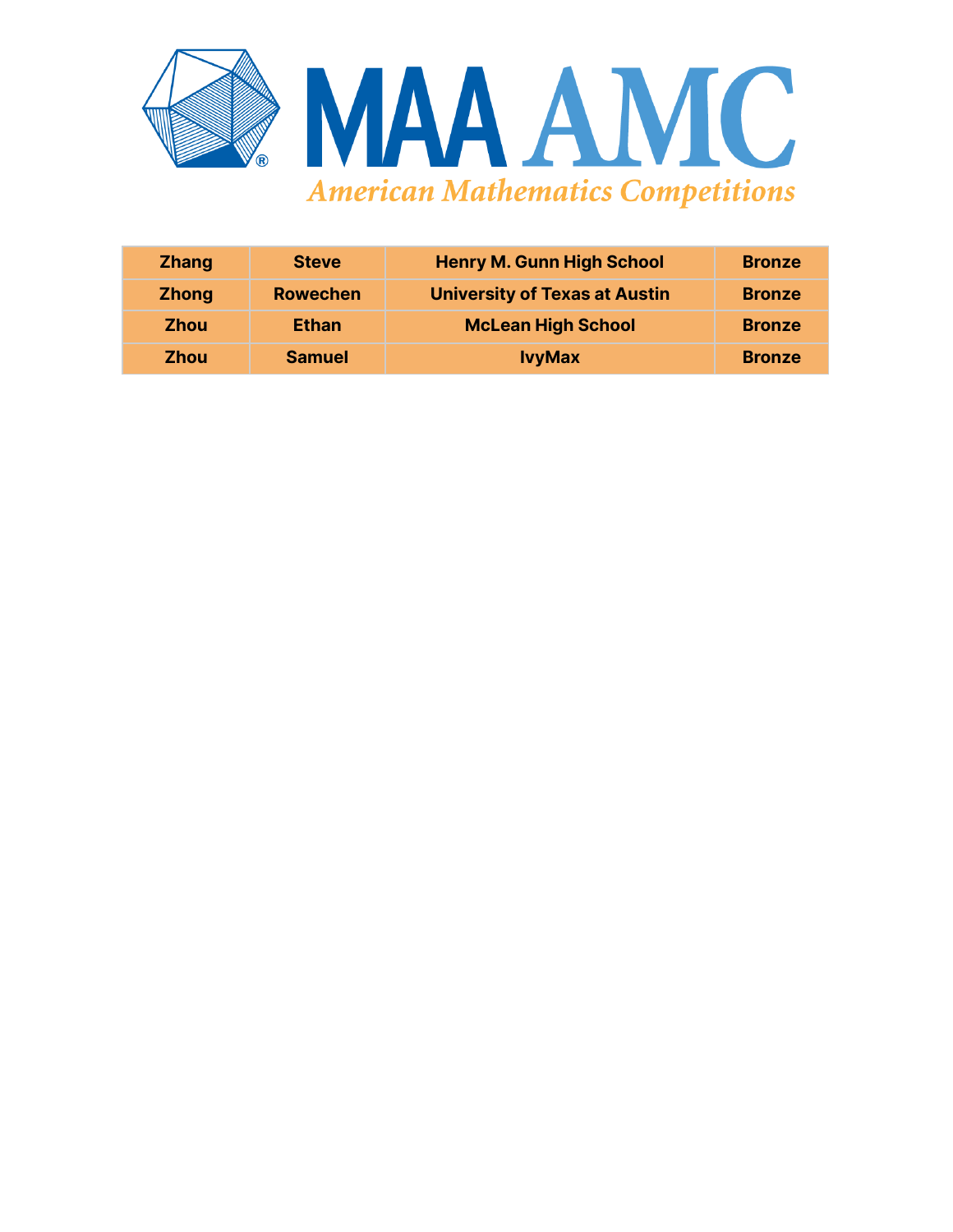| | | | |
|---|---|---|---|
| Zhang | Steve | Henry M. Gunn High School | Bronze |
| Zhong | Rowechen | University of Texas at Austin | Bronze |
| Zhou | Ethan | McLean High School | Bronze |
| Zhou | Samuel | IvyMax | Bronze |